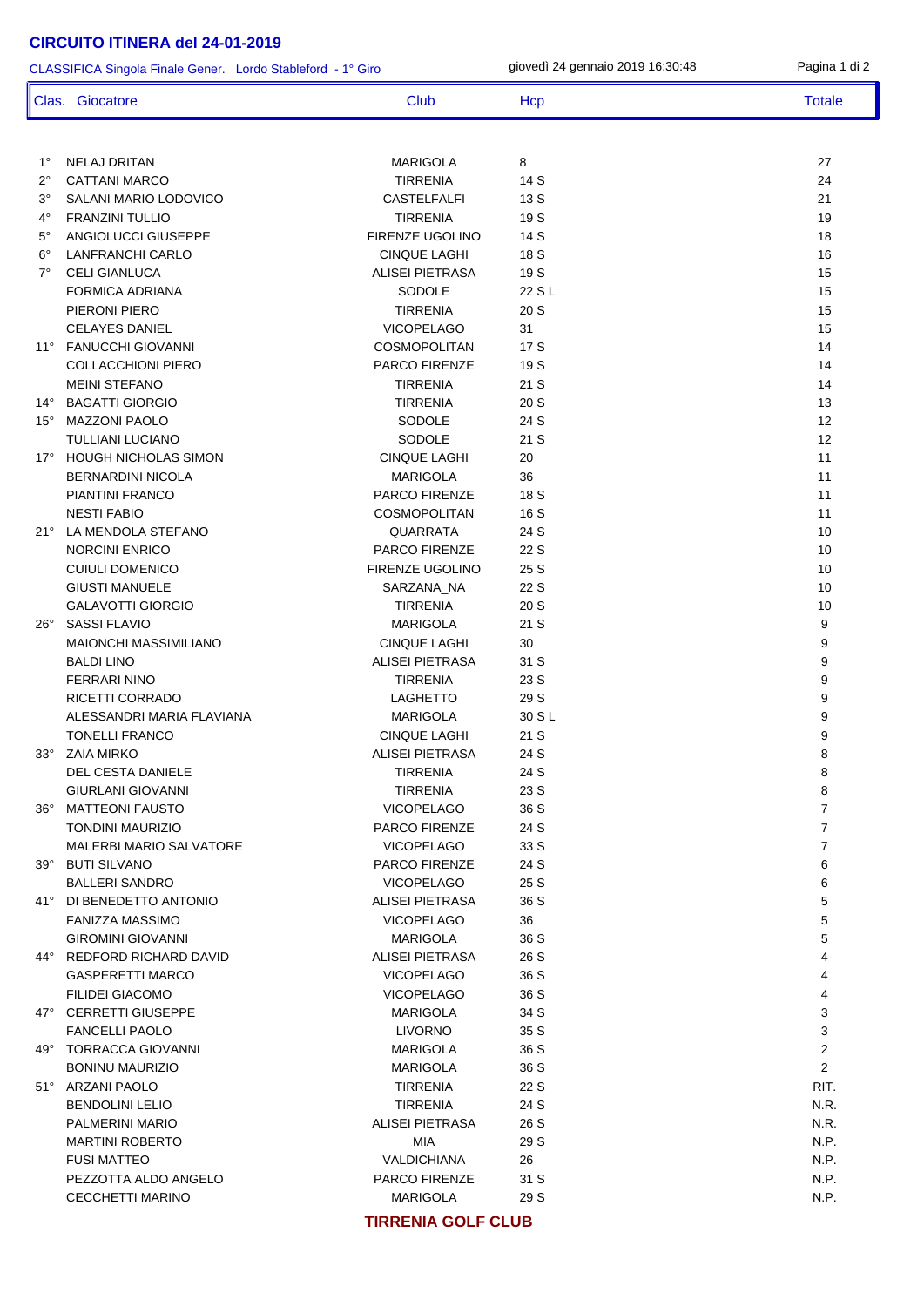# CIRCUITO ITINERA del 24-01-2019

CLASSIFICA Singola Finale Gener. Lordo Stableford - 1° Giro

giovedì 24 gennaio 2019 16:30:48

| Clas. | Giocatore | Club | Hcp | Totale |
|---|---|---|---|---|
| 1° | NELAJ DRITAN | MARIGOLA | 8 | 27 |
| 2° | CATTANI MARCO | TIRRENIA | 14 S | 24 |
| 3° | SALANI MARIO LODOVICO | CASTELFALFI | 13 S | 21 |
| 4° | FRANZINI TULLIO | TIRRENIA | 19 S | 19 |
| 5° | ANGIOLUCCI GIUSEPPE | FIRENZE UGOLINO | 14 S | 18 |
| 6° | LANFRANCHI CARLO | CINQUE LAGHI | 18 S | 16 |
| 7° | CELI GIANLUCA | ALISEI PIETRASA | 19 S | 15 |
| | FORMICA ADRIANA | SODOLE | 22 S L | 15 |
| | PIERONI PIERO | TIRRENIA | 20 S | 15 |
| | CELAYES DANIEL | VICOPELAGO | 31 | 15 |
| 11° | FANUCCHI GIOVANNI | COSMOPOLITAN | 17 S | 14 |
| | COLLACCHIONI PIERO | PARCO FIRENZE | 19 S | 14 |
| | MEINI STEFANO | TIRRENIA | 21 S | 14 |
| 14° | BAGATTI GIORGIO | TIRRENIA | 20 S | 13 |
| 15° | MAZZONI PAOLO | SODOLE | 24 S | 12 |
| | TULLIANI LUCIANO | SODOLE | 21 S | 12 |
| 17° | HOUGH NICHOLAS SIMON | CINQUE LAGHI | 20 | 11 |
| | BERNARDINI NICOLA | MARIGOLA | 36 | 11 |
| | PIANTINI FRANCO | PARCO FIRENZE | 18 S | 11 |
| | NESTI FABIO | COSMOPOLITAN | 16 S | 11 |
| 21° | LA MENDOLA STEFANO | QUARRATA | 24 S | 10 |
| | NORCINI ENRICO | PARCO FIRENZE | 22 S | 10 |
| | CUIULI DOMENICO | FIRENZE UGOLINO | 25 S | 10 |
| | GIUSTI MANUELE | SARZANA_NA | 22 S | 10 |
| | GALAVOTTI GIORGIO | TIRRENIA | 20 S | 10 |
| 26° | SASSI FLAVIO | MARIGOLA | 21 S | 9 |
| | MAIONCHI MASSIMILIANO | CINQUE LAGHI | 30 | 9 |
| | BALDI LINO | ALISEI PIETRASA | 31 S | 9 |
| | FERRARI NINO | TIRRENIA | 23 S | 9 |
| | RICETTI CORRADO | LAGHETTO | 29 S | 9 |
| | ALESSANDRI MARIA FLAVIANA | MARIGOLA | 30 S L | 9 |
| | TONELLI FRANCO | CINQUE LAGHI | 21 S | 9 |
| 33° | ZAIA MIRKO | ALISEI PIETRASA | 24 S | 8 |
| | DEL CESTA DANIELE | TIRRENIA | 24 S | 8 |
| | GIURLANI GIOVANNI | TIRRENIA | 23 S | 8 |
| 36° | MATTEONI FAUSTO | VICOPELAGO | 36 S | 7 |
| | TONDINI MAURIZIO | PARCO FIRENZE | 24 S | 7 |
| | MALERBI MARIO SALVATORE | VICOPELAGO | 33 S | 7 |
| 39° | BUTI SILVANO | PARCO FIRENZE | 24 S | 6 |
| | BALLERI SANDRO | VICOPELAGO | 25 S | 6 |
| 41° | DI BENEDETTO ANTONIO | ALISEI PIETRASA | 36 S | 5 |
| | FANIZZA MASSIMO | VICOPELAGO | 36 | 5 |
| | GIROMINI GIOVANNI | MARIGOLA | 36 S | 5 |
| 44° | REDFORD RICHARD DAVID | ALISEI PIETRASA | 26 S | 4 |
| | GASPERETTI MARCO | VICOPELAGO | 36 S | 4 |
| | FILIDEI GIACOMO | VICOPELAGO | 36 S | 4 |
| 47° | CERRETTI GIUSEPPE | MARIGOLA | 34 S | 3 |
| | FANCELLI PAOLO | LIVORNO | 35 S | 3 |
| 49° | TORRACCA GIOVANNI | MARIGOLA | 36 S | 2 |
| | BONINU MAURIZIO | MARIGOLA | 36 S | 2 |
| 51° | ARZANI PAOLO | TIRRENIA | 22 S | RIT. |
| | BENDOLINI LELIO | TIRRENIA | 24 S | N.R. |
| | PALMERINI MARIO | ALISEI PIETRASA | 26 S | N.R. |
| | MARTINI ROBERTO | MIA | 29 S | N.P. |
| | FUSI MATTEO | VALDICHIANA | 26 | N.P. |
| | PEZZOTTA ALDO ANGELO | PARCO FIRENZE | 31 S | N.P. |
| | CECCHETTI MARINO | MARIGOLA | 29 S | N.P. |

**TIRRENIA GOLF CLUB**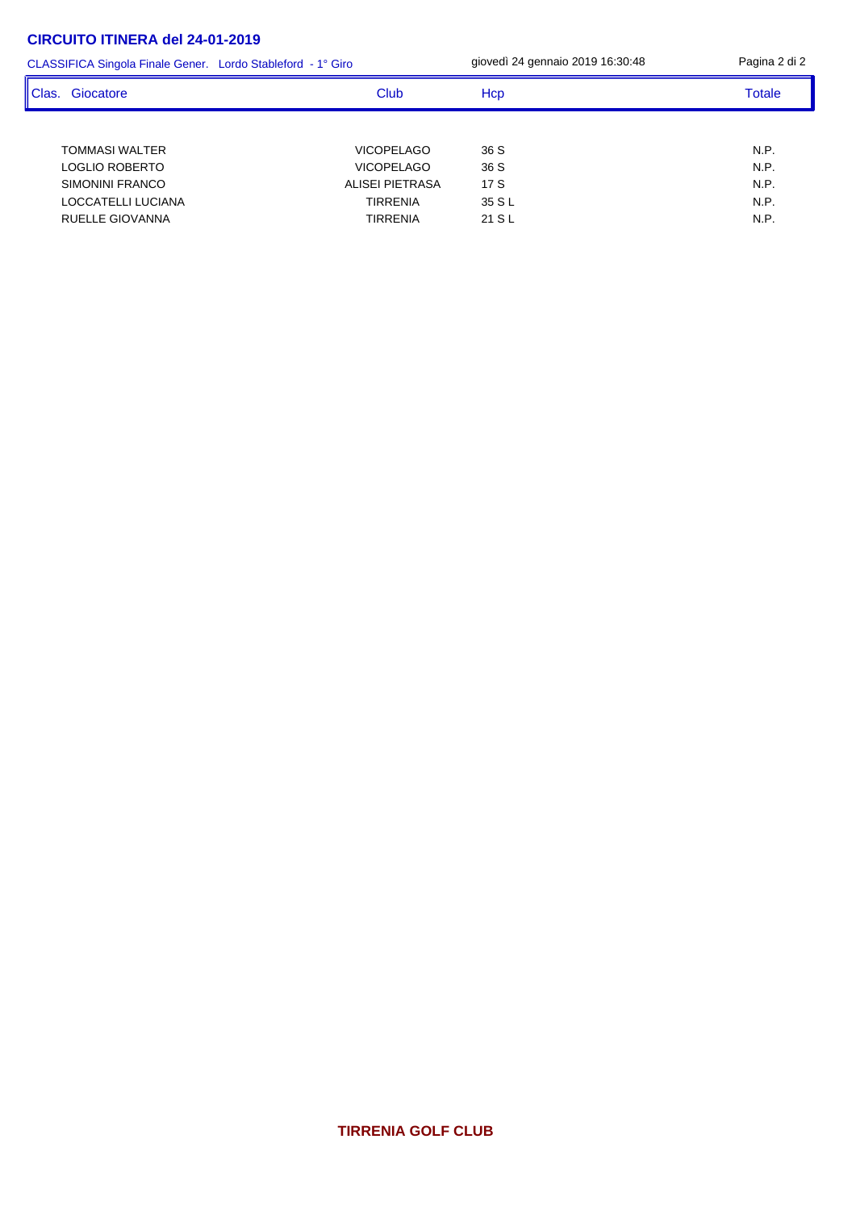## CIRCUITO ITINERA del 24-01-2019

CLASSIFICA Singola Finale Gener. Lordo Stableford - 1° Giro

giovedì 24 gennaio 2019 16:30:48

| Clas. | Giocatore | Club | Hcp | Totale |
|---|---|---|---|---|
| | TOMMASI WALTER | VICOPELAGO | 36 S | N.P. |
| | LOGLIO ROBERTO | VICOPELAGO | 36 S | N.P. |
| | SIMONINI FRANCO | ALISEI PIETRASA | 17 S | N.P. |
| | LOCCATELLI LUCIANA | TIRRENIA | 35 S L | N.P. |
| | RUELLE GIOVANNA | TIRRENIA | 21 S L | N.P. |

**TIRRENIA GOLF CLUB**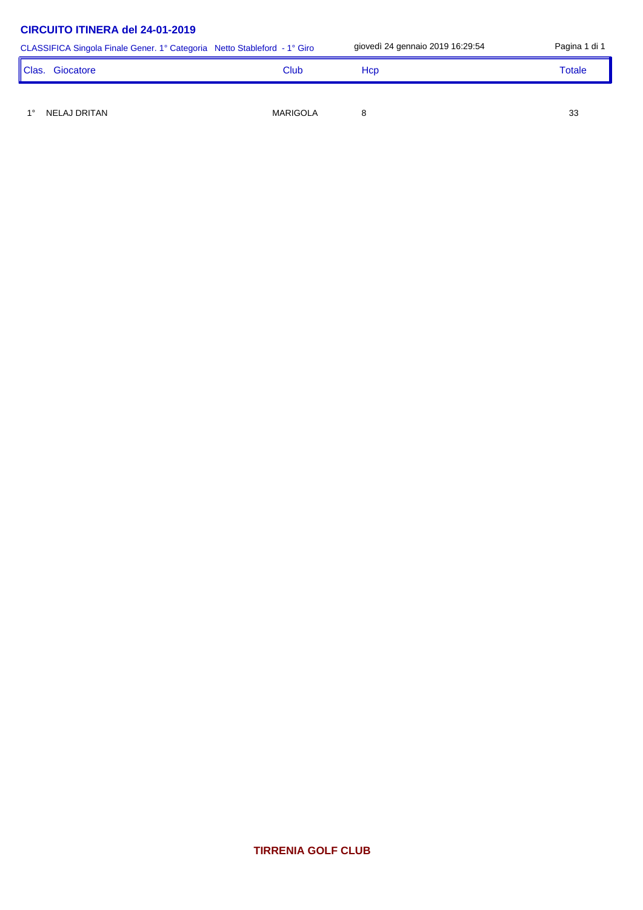## CIRCUITO ITINERA del 24-01-2019

CLASSIFICA Singola Finale Gener. 1° Categoria  Netto Stableford - 1° Giro

giovedì 24 gennaio 2019 16:29:54

| Clas. | Giocatore | Club | Hcp | Totale |
|---|---|---|---|---|
| 1° | NELAJ DRITAN | MARIGOLA | 8 | 33 |

**TIRRENIA GOLF CLUB**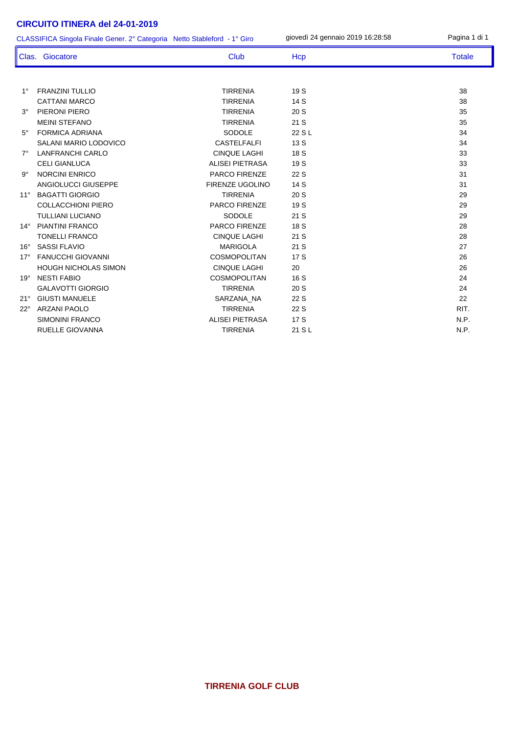# CIRCUITO ITINERA del 24-01-2019

CLASSIFICA Singola Finale Gener. 2° Categoria Netto Stableford - 1° Giro

giovedì 24 gennaio 2019 16:28:58

| Clas. | Giocatore | Club | Hcp | Totale |
|---|---|---|---|---|
| 1° | FRANZINI TULLIO | TIRRENIA | 19 S | 38 |
| | CATTANI MARCO | TIRRENIA | 14 S | 38 |
| 3° | PIERONI PIERO | TIRRENIA | 20 S | 35 |
| | MEINI STEFANO | TIRRENIA | 21 S | 35 |
| 5° | FORMICA ADRIANA | SODOLE | 22 S L | 34 |
| | SALANI MARIO LODOVICO | CASTELFALFI | 13 S | 34 |
| 7° | LANFRANCHI CARLO | CINQUE LAGHI | 18 S | 33 |
| | CELI GIANLUCA | ALISEI PIETRASA | 19 S | 33 |
| 9° | NORCINI ENRICO | PARCO FIRENZE | 22 S | 31 |
| | ANGIOLUCCI GIUSEPPE | FIRENZE UGOLINO | 14 S | 31 |
| 11° | BAGATTI GIORGIO | TIRRENIA | 20 S | 29 |
| | COLLACCHIONI PIERO | PARCO FIRENZE | 19 S | 29 |
| | TULLIANI LUCIANO | SODOLE | 21 S | 29 |
| 14° | PIANTINI FRANCO | PARCO FIRENZE | 18 S | 28 |
| | TONELLI FRANCO | CINQUE LAGHI | 21 S | 28 |
| 16° | SASSI FLAVIO | MARIGOLA | 21 S | 27 |
| 17° | FANUCCHI GIOVANNI | COSMOPOLITAN | 17 S | 26 |
| | HOUGH NICHOLAS SIMON | CINQUE LAGHI | 20 | 26 |
| 19° | NESTI FABIO | COSMOPOLITAN | 16 S | 24 |
| | GALAVOTTI GIORGIO | TIRRENIA | 20 S | 24 |
| 21° | GIUSTI MANUELE | SARZANA_NA | 22 S | 22 |
| 22° | ARZANI PAOLO | TIRRENIA | 22 S | RIT. |
| | SIMONINI FRANCO | ALISEI PIETRASA | 17 S | N.P. |
| | RUELLE GIOVANNA | TIRRENIA | 21 S L | N.P. |

**TIRRENIA GOLF CLUB**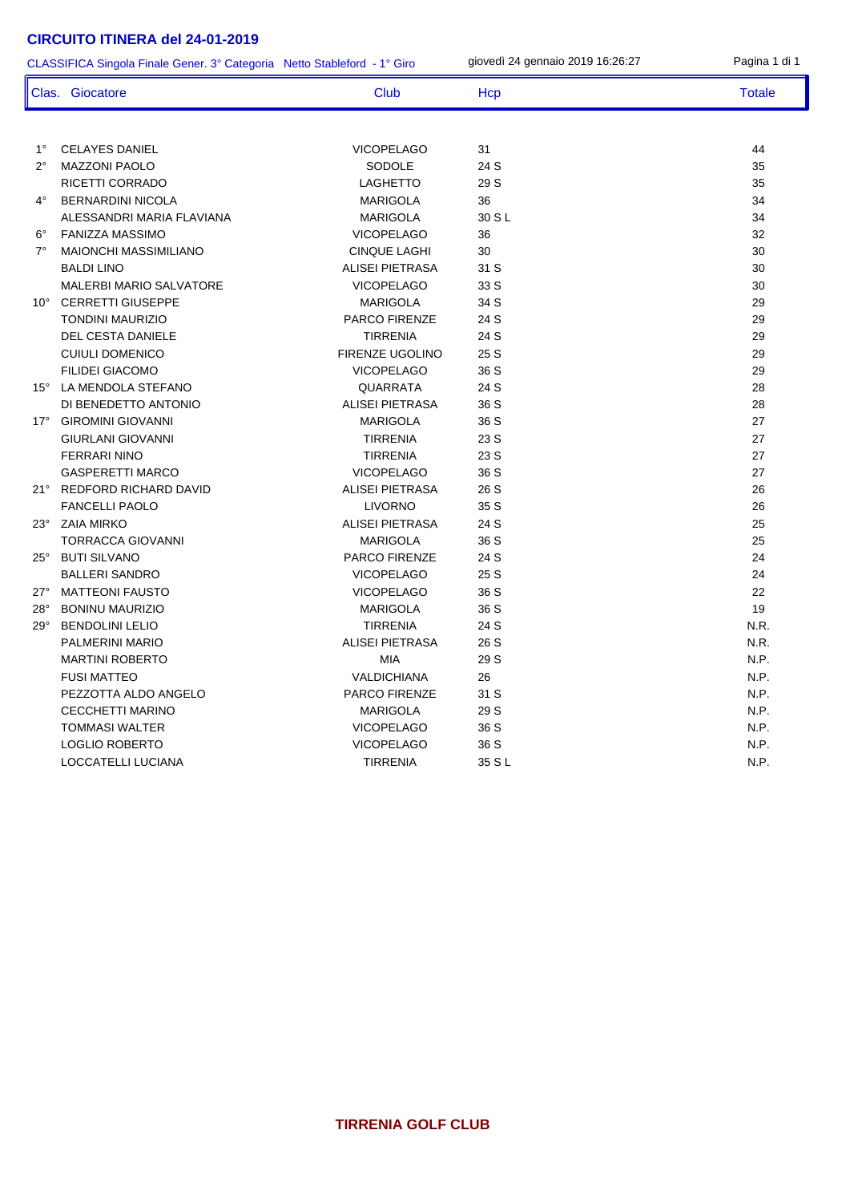# CIRCUITO ITINERA del 24-01-2019

CLASSIFICA Singola Finale Gener. 3° Categoria  Netto Stableford  - 1° Giro    giovedì 24 gennaio 2019 16:26:27

| Clas. | Giocatore | Club | Hcp | Totale |
|---|---|---|---|---|
| 1° | CELAYES DANIEL | VICOPELAGO | 31 | 44 |
| 2° | MAZZONI PAOLO | SODOLE | 24 S | 35 |
| | RICETTI CORRADO | LAGHETTO | 29 S | 35 |
| 4° | BERNARDINI NICOLA | MARIGOLA | 36 | 34 |
| | ALESSANDRI MARIA FLAVIANA | MARIGOLA | 30 S L | 34 |
| 6° | FANIZZA MASSIMO | VICOPELAGO | 36 | 32 |
| 7° | MAIONCHI MASSIMILIANO | CINQUE LAGHI | 30 | 30 |
| | BALDI LINO | ALISEI PIETRASA | 31 S | 30 |
| | MALERBI MARIO SALVATORE | VICOPELAGO | 33 S | 30 |
| 10° | CERRETTI GIUSEPPE | MARIGOLA | 34 S | 29 |
| | TONDINI MAURIZIO | PARCO FIRENZE | 24 S | 29 |
| | DEL CESTA DANIELE | TIRRENIA | 24 S | 29 |
| | CUIULI DOMENICO | FIRENZE UGOLINO | 25 S | 29 |
| | FILIDEI GIACOMO | VICOPELAGO | 36 S | 29 |
| 15° | LA MENDOLA STEFANO | QUARRATA | 24 S | 28 |
| | DI BENEDETTO ANTONIO | ALISEI PIETRASA | 36 S | 28 |
| 17° | GIROMINI GIOVANNI | MARIGOLA | 36 S | 27 |
| | GIURLANI GIOVANNI | TIRRENIA | 23 S | 27 |
| | FERRARI NINO | TIRRENIA | 23 S | 27 |
| | GASPERETTI MARCO | VICOPELAGO | 36 S | 27 |
| 21° | REDFORD RICHARD DAVID | ALISEI PIETRASA | 26 S | 26 |
| | FANCELLI PAOLO | LIVORNO | 35 S | 26 |
| 23° | ZAIA MIRKO | ALISEI PIETRASA | 24 S | 25 |
| | TORRACCA GIOVANNI | MARIGOLA | 36 S | 25 |
| 25° | BUTI SILVANO | PARCO FIRENZE | 24 S | 24 |
| | BALLERI SANDRO | VICOPELAGO | 25 S | 24 |
| 27° | MATTEONI FAUSTO | VICOPELAGO | 36 S | 22 |
| 28° | BONINU MAURIZIO | MARIGOLA | 36 S | 19 |
| 29° | BENDOLINI LELIO | TIRRENIA | 24 S | N.R. |
| | PALMERINI MARIO | ALISEI PIETRASA | 26 S | N.R. |
| | MARTINI ROBERTO | MIA | 29 S | N.P. |
| | FUSI MATTEO | VALDICHIANA | 26 | N.P. |
| | PEZZOTTA ALDO ANGELO | PARCO FIRENZE | 31 S | N.P. |
| | CECCHETTI MARINO | MARIGOLA | 29 S | N.P. |
| | TOMMASI WALTER | VICOPELAGO | 36 S | N.P. |
| | LOGLIO ROBERTO | VICOPELAGO | 36 S | N.P. |
| | LOCCATELLI LUCIANA | TIRRENIA | 35 S L | N.P. |

**TIRRENIA GOLF CLUB**